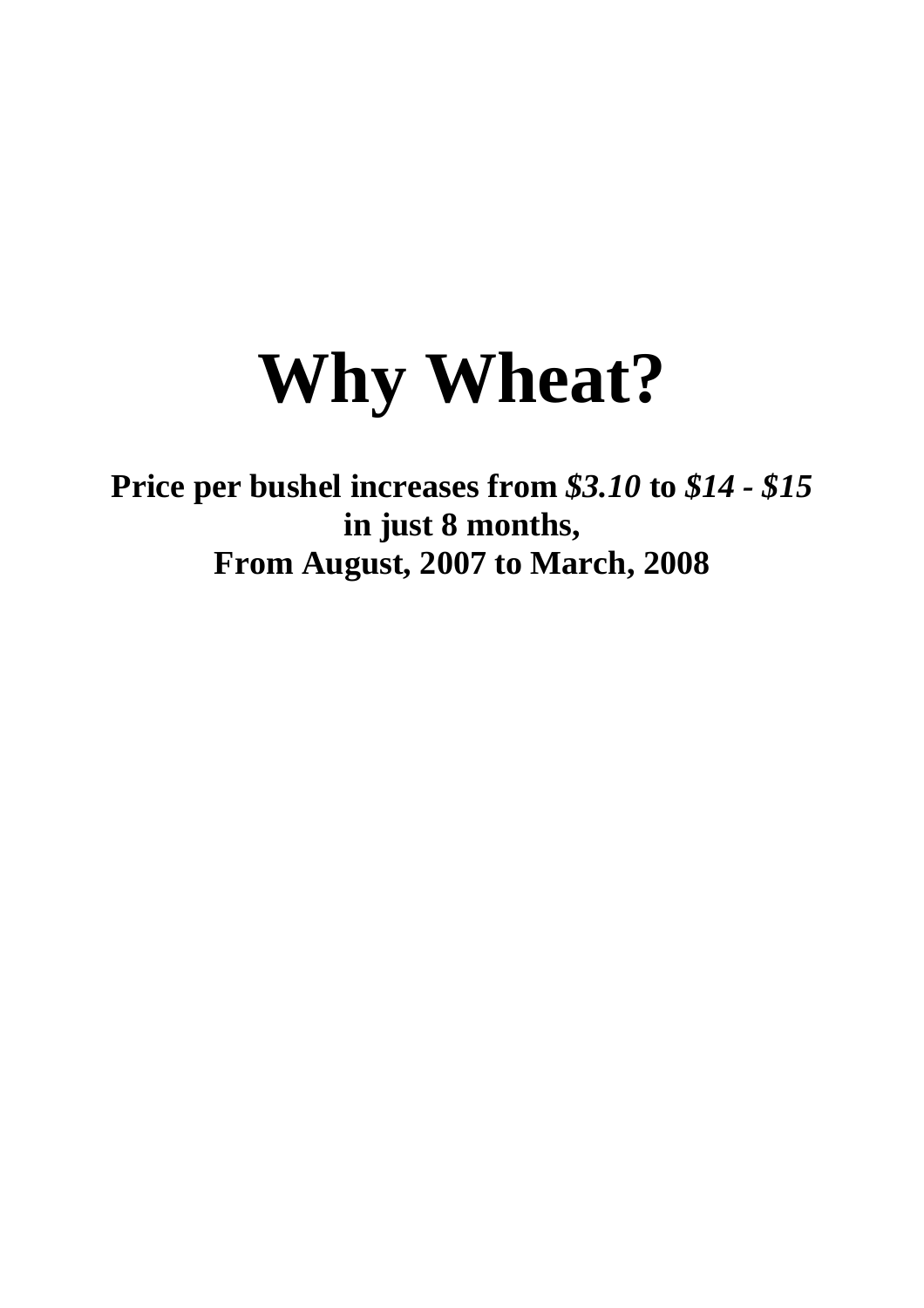# Why Wheat?

**Price per bushel increases from *$3.10* to *$14 - $15***
**in just 8 months,**
**From August, 2007 to March, 2008**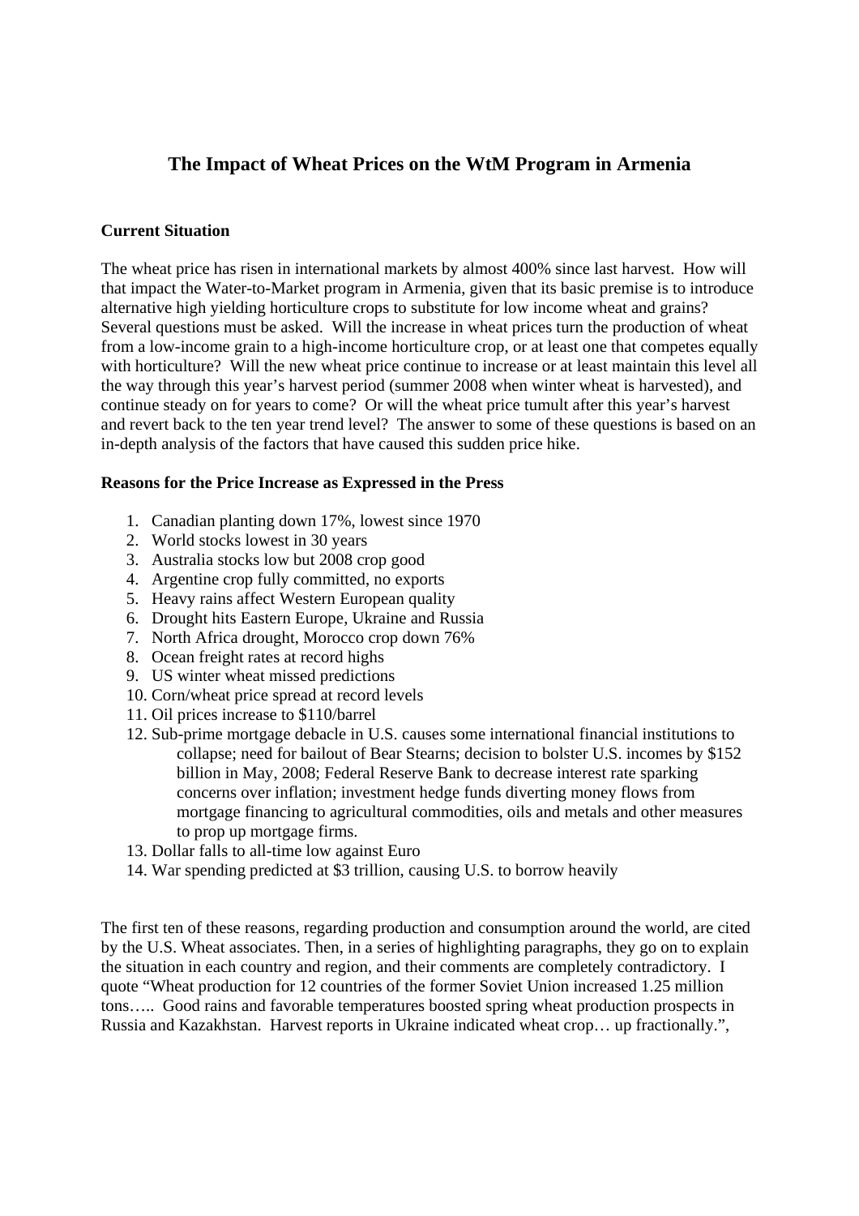# The Impact of Wheat Prices on the WtM Program in Armenia

### Current Situation

The wheat price has risen in international markets by almost 400% since last harvest. How will that impact the Water-to-Market program in Armenia, given that its basic premise is to introduce alternative high yielding horticulture crops to substitute for low income wheat and grains? Several questions must be asked. Will the increase in wheat prices turn the production of wheat from a low-income grain to a high-income horticulture crop, or at least one that competes equally with horticulture? Will the new wheat price continue to increase or at least maintain this level all the way through this year's harvest period (summer 2008 when winter wheat is harvested), and continue steady on for years to come? Or will the wheat price tumult after this year's harvest and revert back to the ten year trend level? The answer to some of these questions is based on an in-depth analysis of the factors that have caused this sudden price hike.

### Reasons for the Price Increase as Expressed in the Press

1. Canadian planting down 17%, lowest since 1970
2. World stocks lowest in 30 years
3. Australia stocks low but 2008 crop good
4. Argentine crop fully committed, no exports
5. Heavy rains affect Western European quality
6. Drought hits Eastern Europe, Ukraine and Russia
7. North Africa drought, Morocco crop down 76%
8. Ocean freight rates at record highs
9. US winter wheat missed predictions
10. Corn/wheat price spread at record levels
11. Oil prices increase to $110/barrel
12. Sub-prime mortgage debacle in U.S. causes some international financial institutions to collapse; need for bailout of Bear Stearns; decision to bolster U.S. incomes by $152 billion in May, 2008; Federal Reserve Bank to decrease interest rate sparking concerns over inflation; investment hedge funds diverting money flows from mortgage financing to agricultural commodities, oils and metals and other measures to prop up mortgage firms.
13. Dollar falls to all-time low against Euro
14. War spending predicted at $3 trillion, causing U.S. to borrow heavily

The first ten of these reasons, regarding production and consumption around the world, are cited by the U.S. Wheat associates. Then, in a series of highlighting paragraphs, they go on to explain the situation in each country and region, and their comments are completely contradictory. I quote "Wheat production for 12 countries of the former Soviet Union increased 1.25 million tons….. Good rains and favorable temperatures boosted spring wheat production prospects in Russia and Kazakhstan. Harvest reports in Ukraine indicated wheat crop… up fractionally.",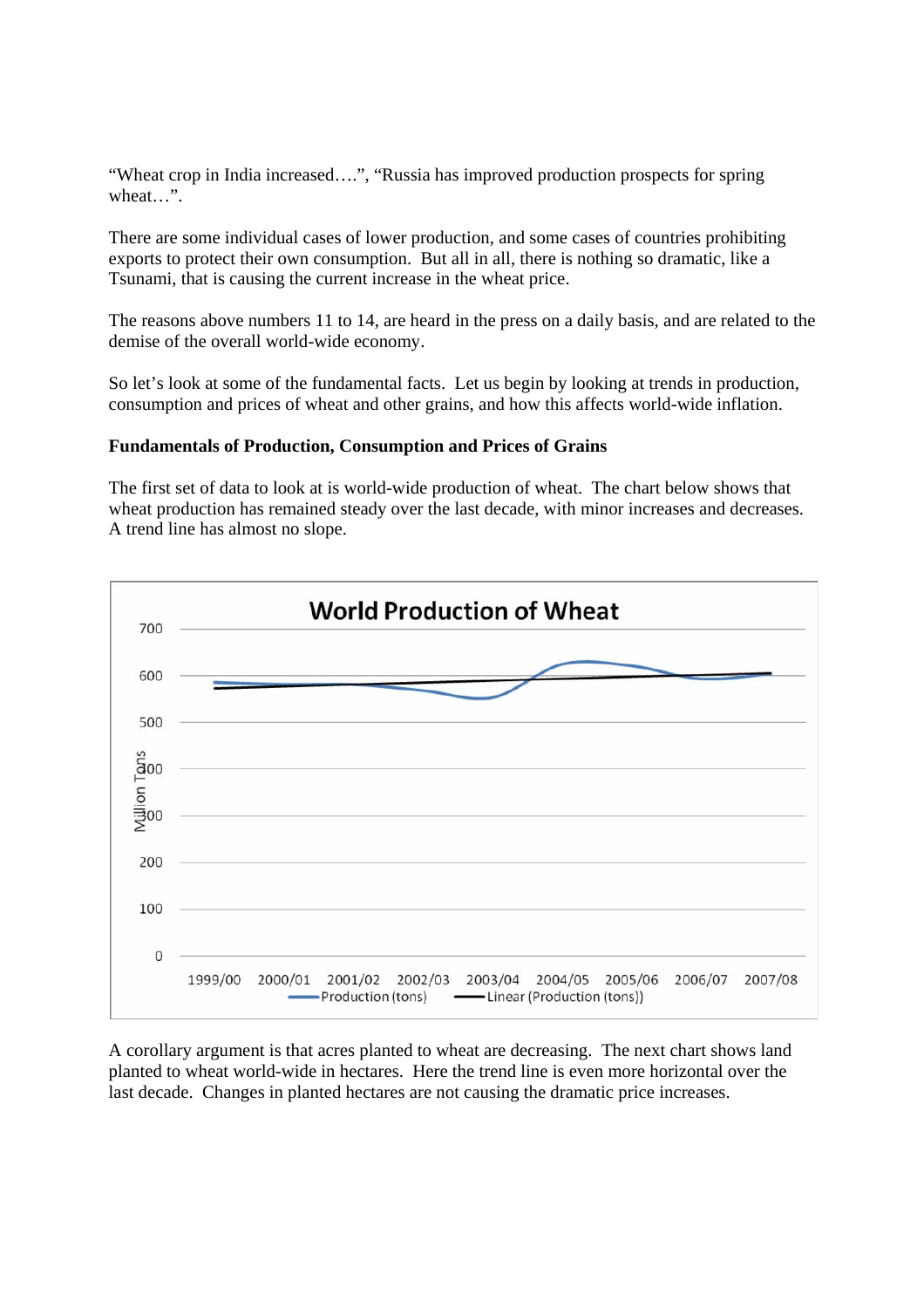"Wheat crop in India increased….", "Russia has improved production prospects for spring wheat…".

There are some individual cases of lower production, and some cases of countries prohibiting exports to protect their own consumption. But all in all, there is nothing so dramatic, like a Tsunami, that is causing the current increase in the wheat price.

The reasons above numbers 11 to 14, are heard in the press on a daily basis, and are related to the demise of the overall world-wide economy.

So let's look at some of the fundamental facts. Let us begin by looking at trends in production, consumption and prices of wheat and other grains, and how this affects world-wide inflation.

**Fundamentals of Production, Consumption and Prices of Grains**

The first set of data to look at is world-wide production of wheat. The chart below shows that wheat production has remained steady over the last decade, with minor increases and decreases. A trend line has almost no slope.

World Production of Wheat

A corollary argument is that acres planted to wheat are decreasing. The next chart shows land planted to wheat world-wide in hectares. Here the trend line is even more horizontal over the last decade. Changes in planted hectares are not causing the dramatic price increases.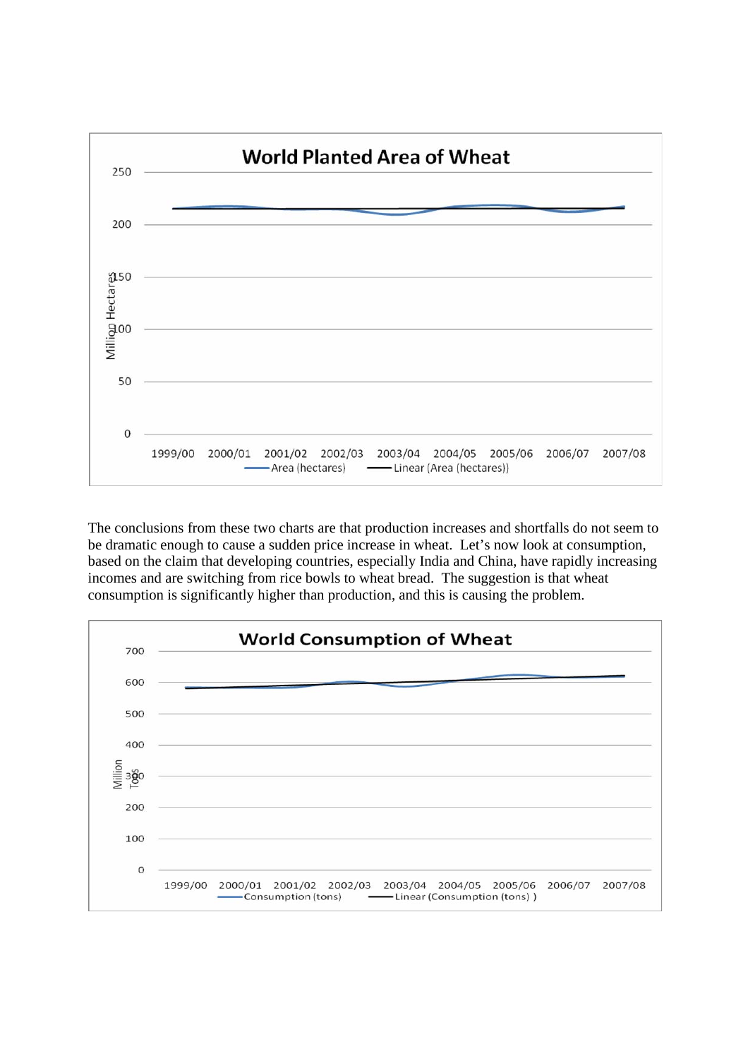The conclusions from these two charts are that production increases and shortfalls do not seem to be dramatic enough to cause a sudden price increase in wheat. Let's now look at consumption, based on the claim that developing countries, especially India and China, have rapidly increasing incomes and are switching from rice bowls to wheat bread. The suggestion is that wheat consumption is significantly higher than production, and this is causing the problem.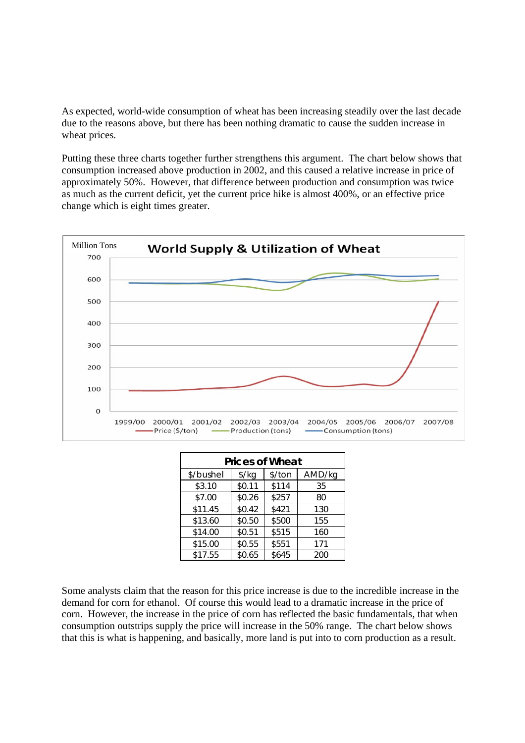As expected, world-wide consumption of wheat has been increasing steadily over the last decade due to the reasons above, but there has been nothing dramatic to cause the sudden increase in wheat prices.

Putting these three charts together further strengthens this argument. The chart below shows that consumption increased above production in 2002, and this caused a relative increase in price of approximately 50%. However, that difference between production and consumption was twice as much as the current deficit, yet the current price hike is almost 400%, or an effective price change which is eight times greater.

| Prices of Wheat | | | |
|---|---|---|---|
| $/bushel | $/kg | $/ton | AMD/kg |
| $3.10 | $0.11 | $114 | 35 |
| $7.00 | $0.26 | $257 | 80 |
| $11.45 | $0.42 | $421 | 130 |
| $13.60 | $0.50 | $500 | 155 |
| $14.00 | $0.51 | $515 | 160 |
| $15.00 | $0.55 | $551 | 171 |
| $17.55 | $0.65 | $645 | 200 |

Some analysts claim that the reason for this price increase is due to the incredible increase in the demand for corn for ethanol. Of course this would lead to a dramatic increase in the price of corn. However, the increase in the price of corn has reflected the basic fundamentals, that when consumption outstrips supply the price will increase in the 50% range. The chart below shows that this is what is happening, and basically, more land is put into to corn production as a result.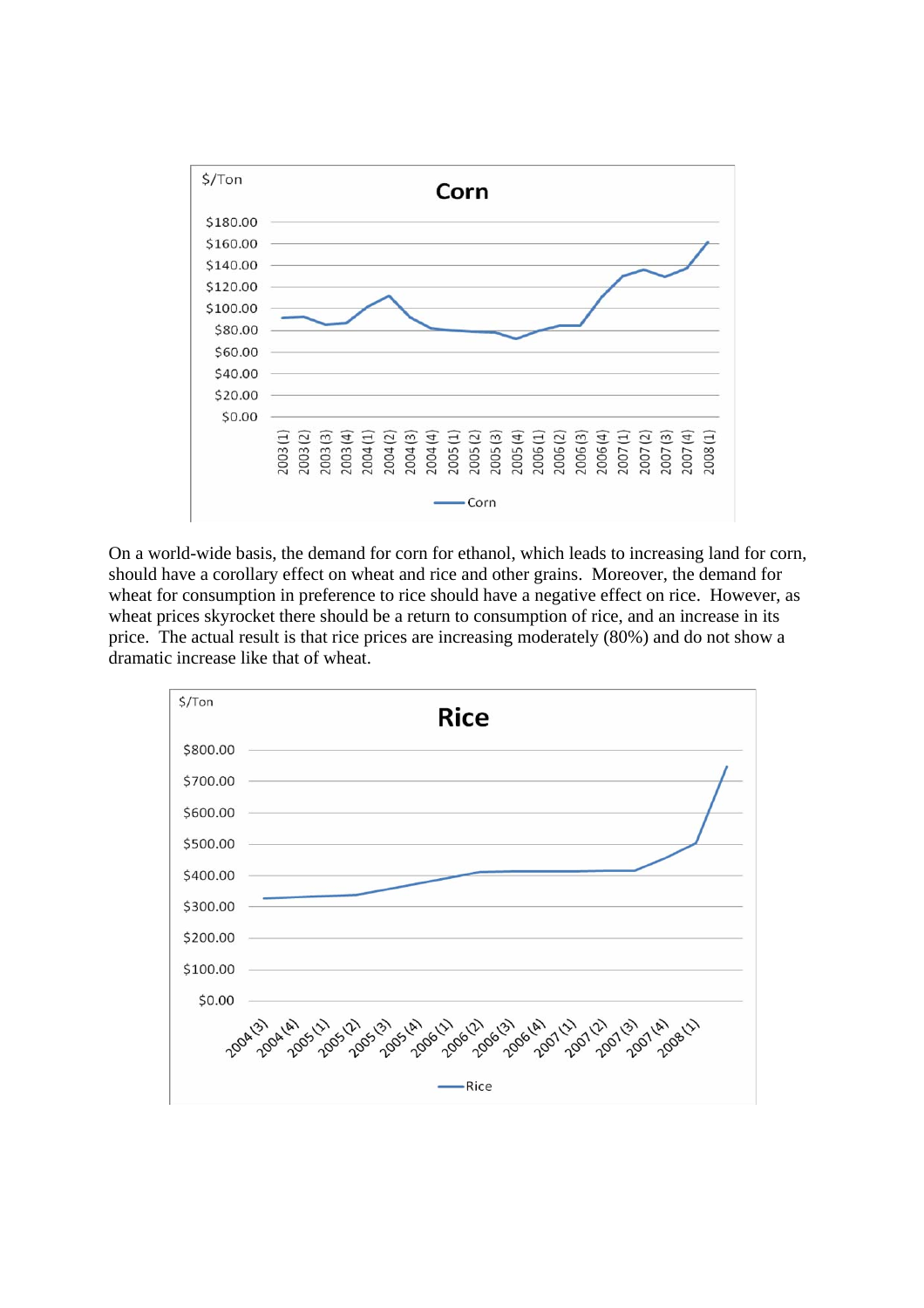On a world-wide basis, the demand for corn for ethanol, which leads to increasing land for corn, should have a corollary effect on wheat and rice and other grains. Moreover, the demand for wheat for consumption in preference to rice should have a negative effect on rice. However, as wheat prices skyrocket there should be a return to consumption of rice, and an increase in its price. The actual result is that rice prices are increasing moderately (80%) and do not show a dramatic increase like that of wheat.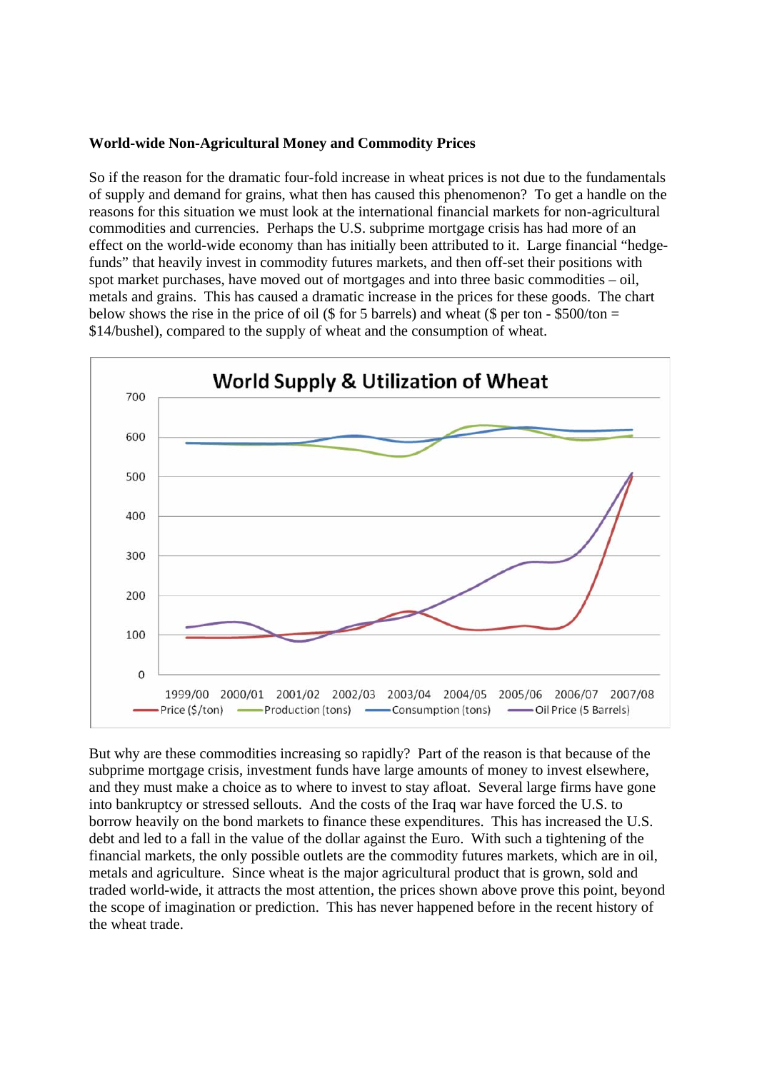**World-wide Non-Agricultural Money and Commodity Prices**

So if the reason for the dramatic four-fold increase in wheat prices is not due to the fundamentals of supply and demand for grains, what then has caused this phenomenon? To get a handle on the reasons for this situation we must look at the international financial markets for non-agricultural commodities and currencies. Perhaps the U.S. subprime mortgage crisis has had more of an effect on the world-wide economy than has initially been attributed to it. Large financial "hedge-funds" that heavily invest in commodity futures markets, and then off-set their positions with spot market purchases, have moved out of mortgages and into three basic commodities – oil, metals and grains. This has caused a dramatic increase in the prices for these goods. The chart below shows the rise in the price of oil ($ for 5 barrels) and wheat ($ per ton - $500/ton = $14/bushel), compared to the supply of wheat and the consumption of wheat.

But why are these commodities increasing so rapidly? Part of the reason is that because of the subprime mortgage crisis, investment funds have large amounts of money to invest elsewhere, and they must make a choice as to where to invest to stay afloat. Several large firms have gone into bankruptcy or stressed sellouts. And the costs of the Iraq war have forced the U.S. to borrow heavily on the bond markets to finance these expenditures. This has increased the U.S. debt and led to a fall in the value of the dollar against the Euro. With such a tightening of the financial markets, the only possible outlets are the commodity futures markets, which are in oil, metals and agriculture. Since wheat is the major agricultural product that is grown, sold and traded world-wide, it attracts the most attention, the prices shown above prove this point, beyond the scope of imagination or prediction. This has never happened before in the recent history of the wheat trade.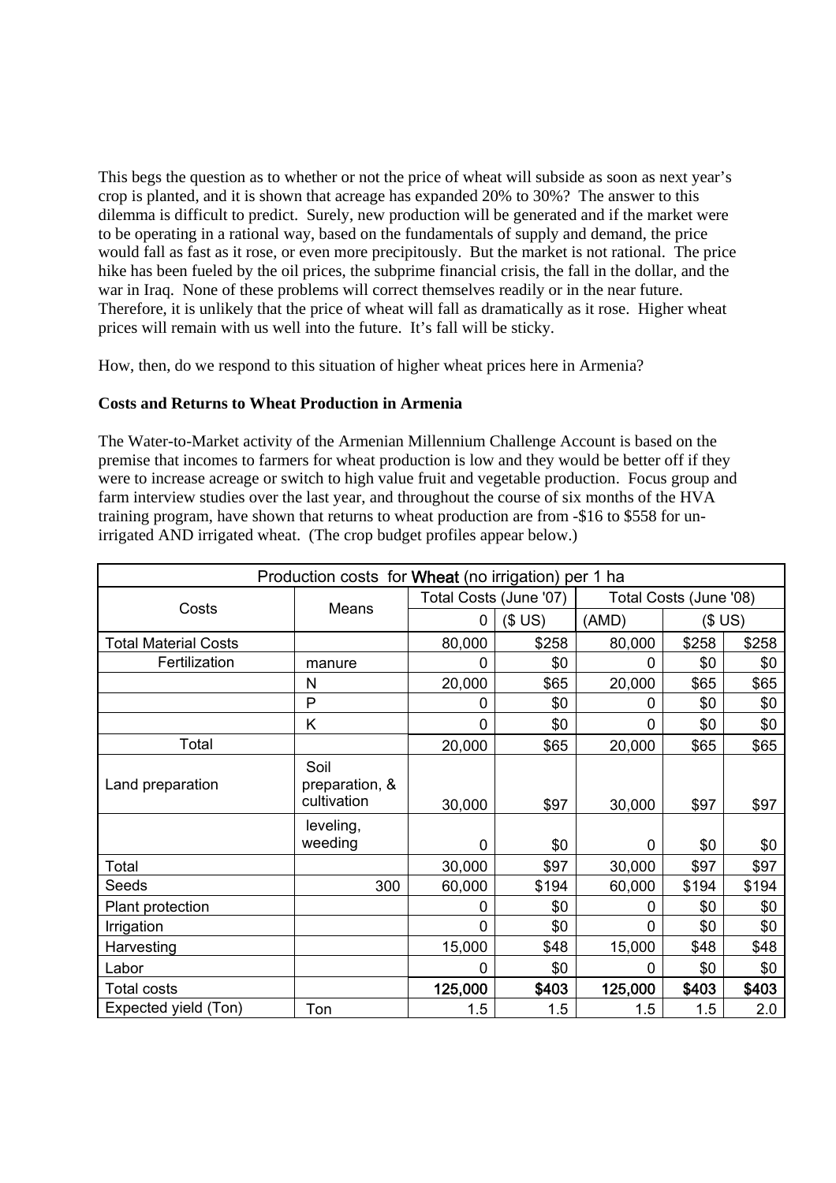This begs the question as to whether or not the price of wheat will subside as soon as next year's crop is planted, and it is shown that acreage has expanded 20% to 30%? The answer to this dilemma is difficult to predict. Surely, new production will be generated and if the market were to be operating in a rational way, based on the fundamentals of supply and demand, the price would fall as fast as it rose, or even more precipitously. But the market is not rational. The price hike has been fueled by the oil prices, the subprime financial crisis, the fall in the dollar, and the war in Iraq. None of these problems will correct themselves readily or in the near future. Therefore, it is unlikely that the price of wheat will fall as dramatically as it rose. Higher wheat prices will remain with us well into the future. It's fall will be sticky.

How, then, do we respond to this situation of higher wheat prices here in Armenia?

**Costs and Returns to Wheat Production in Armenia**

The Water-to-Market activity of the Armenian Millennium Challenge Account is based on the premise that incomes to farmers for wheat production is low and they would be better off if they were to increase acreage or switch to high value fruit and vegetable production. Focus group and farm interview studies over the last year, and throughout the course of six months of the HVA training program, have shown that returns to wheat production are from -$16 to $558 for un-irrigated AND irrigated wheat. (The crop budget profiles appear below.)

| Production costs for Wheat (no irrigation) per 1 ha | | | | | | |
|---|---|---|---|---|---|---|
| Costs | Means | Total Costs (June '07) | | Total Costs (June '08) | | |
| | | 0 | ($ US) | (AMD) | ($ US) | |
| Total Material Costs | | 80,000 | $258 | 80,000 | $258 | $258 |
| Fertilization | manure | 0 | $0 | 0 | $0 | $0 |
| | N | 20,000 | $65 | 20,000 | $65 | $65 |
| | P | 0 | $0 | 0 | $0 | $0 |
| | K | 0 | $0 | 0 | $0 | $0 |
| Total | | 20,000 | $65 | 20,000 | $65 | $65 |
| Land preparation | Soil preparation, & cultivation | 30,000 | $97 | 30,000 | $97 | $97 |
| | leveling, weeding | 0 | $0 | 0 | $0 | $0 |
| Total | | 30,000 | $97 | 30,000 | $97 | $97 |
| Seeds | 300 | 60,000 | $194 | 60,000 | $194 | $194 |
| Plant protection | | 0 | $0 | 0 | $0 | $0 |
| Irrigation | | 0 | $0 | 0 | $0 | $0 |
| Harvesting | | 15,000 | $48 | 15,000 | $48 | $48 |
| Labor | | 0 | $0 | 0 | $0 | $0 |
| Total costs | | **125,000** | **$403** | **125,000** | **$403** | **$403** |
| Expected yield (Ton) | Ton | 1.5 | 1.5 | 1.5 | 1.5 | 2.0 |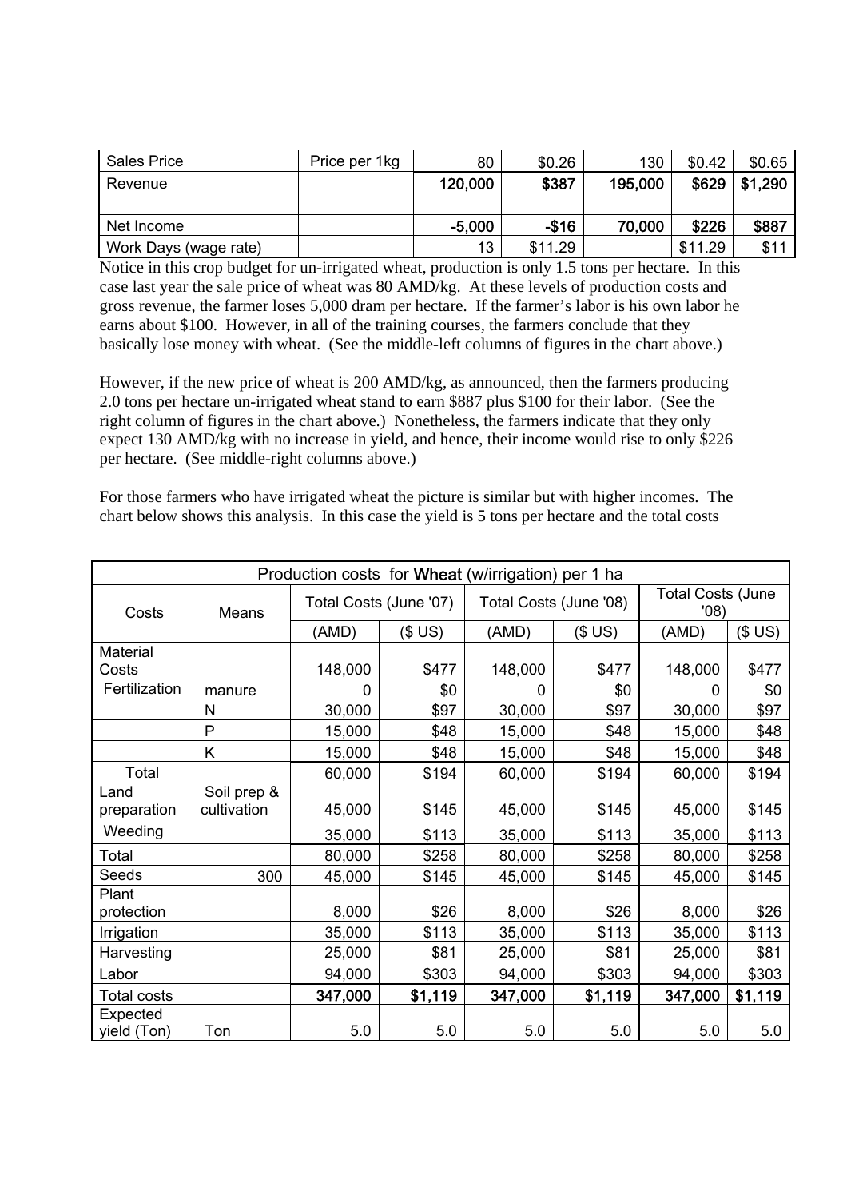| Sales Price | Price per 1kg | 80 | $0.26 | 130 | $0.42 | $0.65 |
|---|---|---|---|---|---|---|
| Revenue | | 120,000 | $387 | 195,000 | $629 | $1,290 |
| | | | | | | |
| Net Income | | -5,000 | -$16 | 70,000 | $226 | $887 |
| Work Days (wage rate) | | 13 | $11.29 | | $11.29 | $11 |

Notice in this crop budget for un-irrigated wheat, production is only 1.5 tons per hectare. In this case last year the sale price of wheat was 80 AMD/kg. At these levels of production costs and gross revenue, the farmer loses 5,000 dram per hectare. If the farmer's labor is his own labor he earns about $100. However, in all of the training courses, the farmers conclude that they basically lose money with wheat. (See the middle-left columns of figures in the chart above.)

However, if the new price of wheat is 200 AMD/kg, as announced, then the farmers producing 2.0 tons per hectare un-irrigated wheat stand to earn $887 plus $100 for their labor. (See the right column of figures in the chart above.) Nonetheless, the farmers indicate that they only expect 130 AMD/kg with no increase in yield, and hence, their income would rise to only $226 per hectare. (See middle-right columns above.)

For those farmers who have irrigated wheat the picture is similar but with higher incomes. The chart below shows this analysis. In this case the yield is 5 tons per hectare and the total costs

| Production costs for **Wheat** (w/irrigation) per 1 ha | | | | | | | |
|---|---|---|---|---|---|---|---|
| Costs | Means | Total Costs (June '07) | | Total Costs (June '08) | | Total Costs (June '08) | |
| | | (AMD) | ($ US) | (AMD) | ($ US) | (AMD) | ($ US) |
| Material Costs | | 148,000 | $477 | 148,000 | $477 | 148,000 | $477 |
| Fertilization | manure | 0 | $0 | 0 | $0 | 0 | $0 |
| | N | 30,000 | $97 | 30,000 | $97 | 30,000 | $97 |
| | P | 15,000 | $48 | 15,000 | $48 | 15,000 | $48 |
| | K | 15,000 | $48 | 15,000 | $48 | 15,000 | $48 |
| Total | | 60,000 | $194 | 60,000 | $194 | 60,000 | $194 |
| Land preparation | Soil prep & cultivation | 45,000 | $145 | 45,000 | $145 | 45,000 | $145 |
| Weeding | | 35,000 | $113 | 35,000 | $113 | 35,000 | $113 |
| Total | | 80,000 | $258 | 80,000 | $258 | 80,000 | $258 |
| Seeds | 300 | 45,000 | $145 | 45,000 | $145 | 45,000 | $145 |
| Plant protection | | 8,000 | $26 | 8,000 | $26 | 8,000 | $26 |
| Irrigation | | 35,000 | $113 | 35,000 | $113 | 35,000 | $113 |
| Harvesting | | 25,000 | $81 | 25,000 | $81 | 25,000 | $81 |
| Labor | | 94,000 | $303 | 94,000 | $303 | 94,000 | $303 |
| Total costs | | **347,000** | **$1,119** | **347,000** | **$1,119** | **347,000** | **$1,119** |
| Expected yield (Ton) | Ton | 5.0 | 5.0 | 5.0 | 5.0 | 5.0 | 5.0 |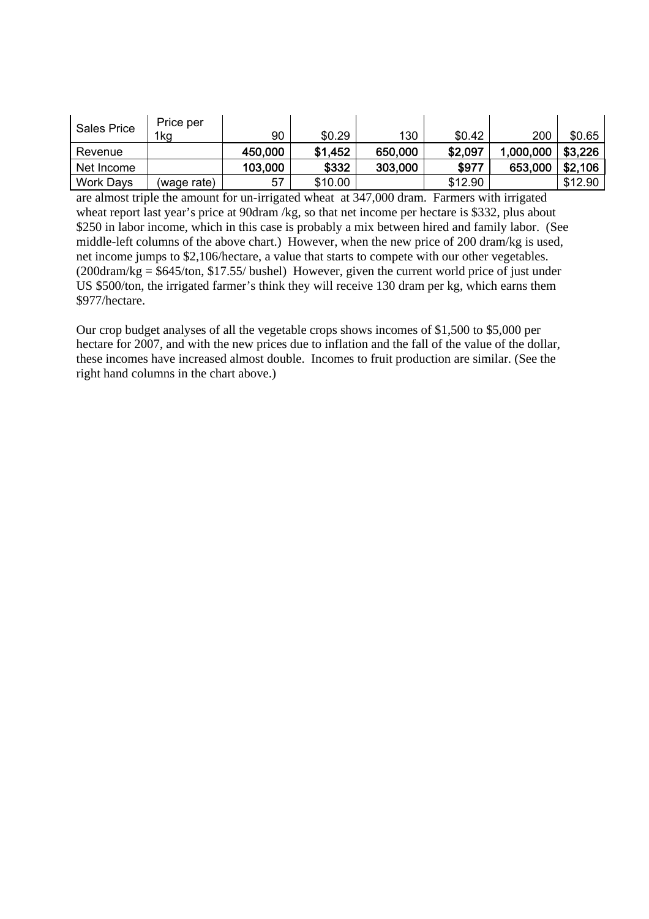| Sales Price | Price per 1kg | 90 | $0.29 | 130 | $0.42 | 200 | $0.65 |
|---|---|---|---|---|---|---|---|
| Revenue | | **450,000** | **$1,452** | **650,000** | **$2,097** | **1,000,000** | **$3,226** |
| Net Income | | **103,000** | **$332** | **303,000** | **$977** | **653,000** | **$2,106** |
| Work Days | (wage rate) | 57 | $10.00 | | $12.90 | | $12.90 |

are almost triple the amount for un-irrigated wheat at 347,000 dram. Farmers with irrigated wheat report last year's price at 90dram /kg, so that net income per hectare is $332, plus about $250 in labor income, which in this case is probably a mix between hired and family labor. (See middle-left columns of the above chart.) However, when the new price of 200 dram/kg is used, net income jumps to $2,106/hectare, a value that starts to compete with our other vegetables. (200dram/kg = $645/ton, $17.55/ bushel) However, given the current world price of just under US $500/ton, the irrigated farmer's think they will receive 130 dram per kg, which earns them $977/hectare.

Our crop budget analyses of all the vegetable crops shows incomes of $1,500 to $5,000 per hectare for 2007, and with the new prices due to inflation and the fall of the value of the dollar, these incomes have increased almost double. Incomes to fruit production are similar. (See the right hand columns in the chart above.)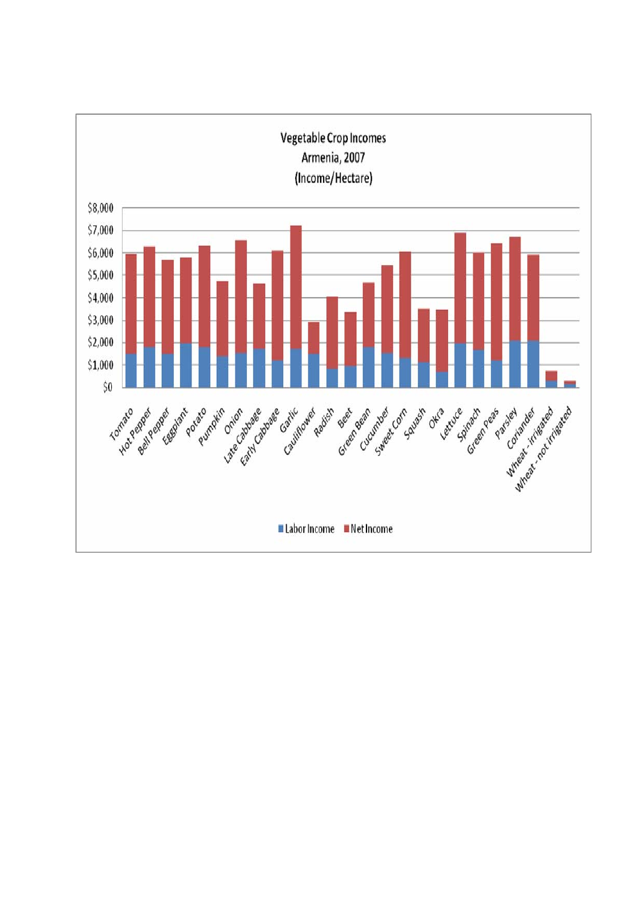**Vegetable Crop Incomes**
**Armenia, 2007**
**(Income/Hectare)**

$8,000
$7,000
$6,000
$5,000
$4,000
$3,000
$2,000
$1,000
$0

Tomato, Hot Pepper, Bell Pepper, Eggplant, Potato, Pumpkin, Onion, Late Cabbage, Early Cabbage, Garlic, Cauliflower, Radish, Beet, Green Bean, Cucumber, Sweet Corn, Squash, Okra, Lettuce, Spinach, Green Peas, Parsley, Coriander, Wheat - irrigated, Wheat - not irrigated

Labor Income  Net Income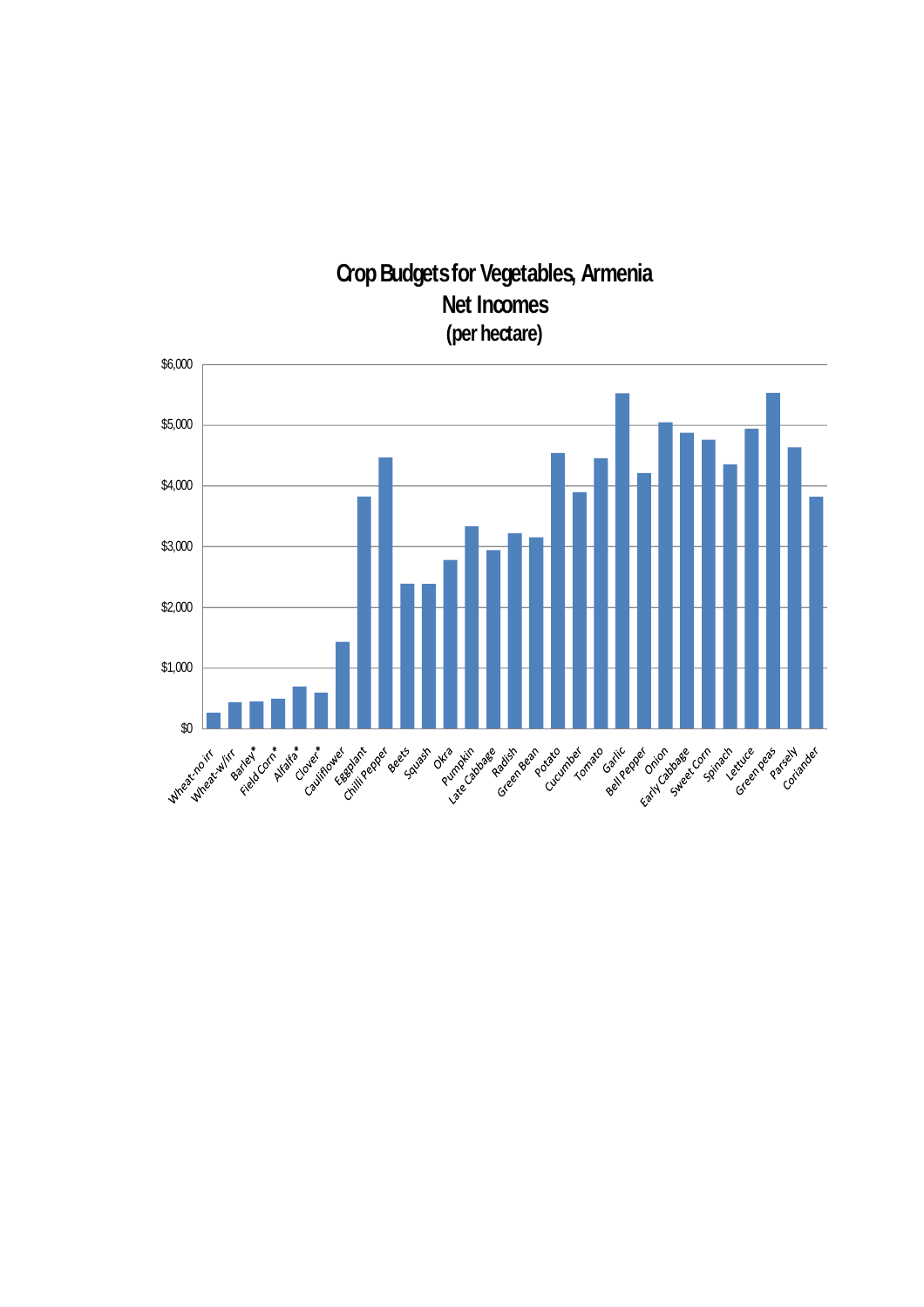**Crop Budgets for Vegetables, Armenia**
**Net Incomes**
**(per hectare)**

$6,000
$5,000
$4,000
$3,000
$2,000
$1,000
$0

Wheat-no irr, Wheat-w/irr, Barley*, Field Corn*, Alfalfa*, Clover*, Cauliflower, Eggplant, Chilli Pepper, Beets, Squash, Okra, Pumpkin, Late Cabbage, Radish, Green Bean, Potato, Cucumber, Tomato, Garlic, Bell Pepper, Onion, Early Cabbage, Sweet Corn, Spinach, Lettuce, Green peas, Parsely, Coriander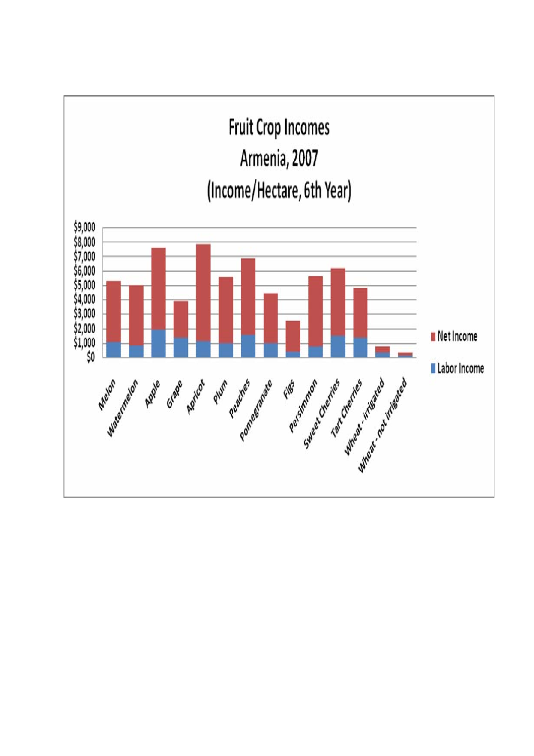# Fruit Crop Incomes
## Armenia, 2007
### (Income/Hectare, 6th Year)

$9,000
$8,000
$7,000
$6,000
$5,000
$4,000
$3,000
$2,000
$1,000
$0

Melon, Watermelon, Apple, Grape, Apricot, Plum, Peaches, Pomegranate, Figs, Persimmon, Sweet Cherries, Tart Cherries, Wheat - irrigated, Wheat - not irrigated

- Net Income
- Labor Income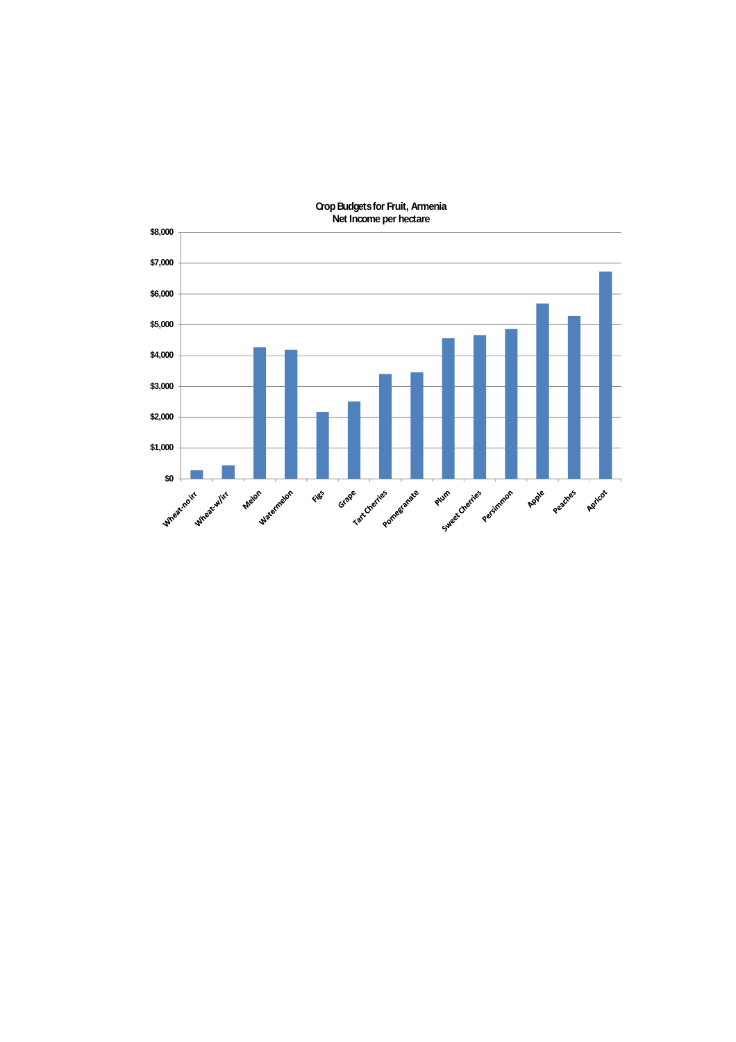**Crop Budgets for Fruit, Armenia**
**Net Income per hectare**

$8,000
$7,000
$6,000
$5,000
$4,000
$3,000
$2,000
$1,000
$0

Wheat-no irr, Wheat-w/irr, Melon, Watermelon, Figs, Grape, Tart Cherries, Pomegranate, Plum, Sweet Cherries, Persimmon, Apple, Peaches, Apricot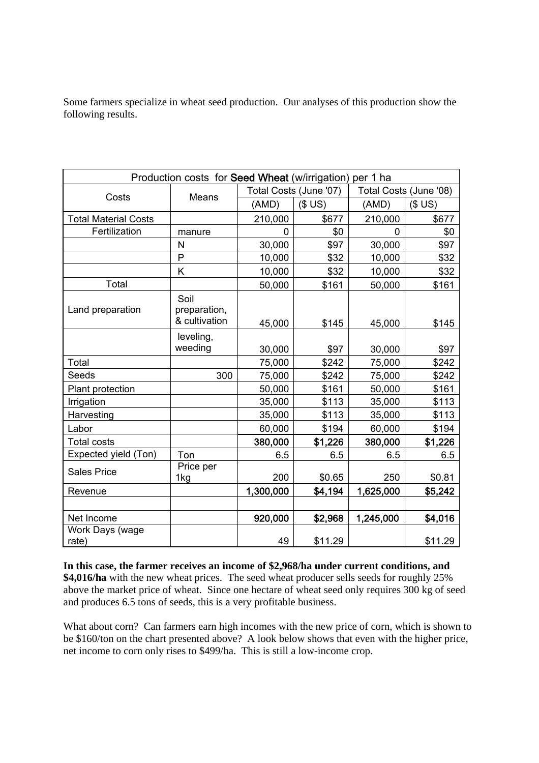Some farmers specialize in wheat seed production. Our analyses of this production show the following results.

| Production costs for **Seed Wheat** (w/irrigation) per 1 ha | | | | | |
|---|---|---|---|---|---|
| Costs | Means | Total Costs (June '07) | | Total Costs (June '08) | |
| | | (AMD) | ($ US) | (AMD) | ($ US) |
| Total Material Costs | | 210,000 | $677 | 210,000 | $677 |
| Fertilization | manure | 0 | $0 | 0 | $0 |
| | N | 30,000 | $97 | 30,000 | $97 |
| | P | 10,000 | $32 | 10,000 | $32 |
| | K | 10,000 | $32 | 10,000 | $32 |
| Total | | 50,000 | $161 | 50,000 | $161 |
| Land preparation | Soil preparation, & cultivation | 45,000 | $145 | 45,000 | $145 |
| | leveling, weeding | 30,000 | $97 | 30,000 | $97 |
| Total | | 75,000 | $242 | 75,000 | $242 |
| Seeds | 300 | 75,000 | $242 | 75,000 | $242 |
| Plant protection | | 50,000 | $161 | 50,000 | $161 |
| Irrigation | | 35,000 | $113 | 35,000 | $113 |
| Harvesting | | 35,000 | $113 | 35,000 | $113 |
| Labor | | 60,000 | $194 | 60,000 | $194 |
| Total costs | | **380,000** | **$1,226** | **380,000** | **$1,226** |
| Expected yield (Ton) | Ton | 6.5 | 6.5 | 6.5 | 6.5 |
| Sales Price | Price per 1kg | 200 | $0.65 | 250 | $0.81 |
| Revenue | | **1,300,000** | **$4,194** | **1,625,000** | **$5,242** |
| | | | | | |
| Net Income | | **920,000** | **$2,968** | **1,245,000** | **$4,016** |
| Work Days (wage rate) | | 49 | $11.29 | | $11.29 |

**In this case, the farmer receives an income of $2,968/ha under current conditions, and $4,016/ha** with the new wheat prices. The seed wheat producer sells seeds for roughly 25% above the market price of wheat. Since one hectare of wheat seed only requires 300 kg of seed and produces 6.5 tons of seeds, this is a very profitable business.

What about corn? Can farmers earn high incomes with the new price of corn, which is shown to be $160/ton on the chart presented above? A look below shows that even with the higher price, net income to corn only rises to $499/ha. This is still a low-income crop.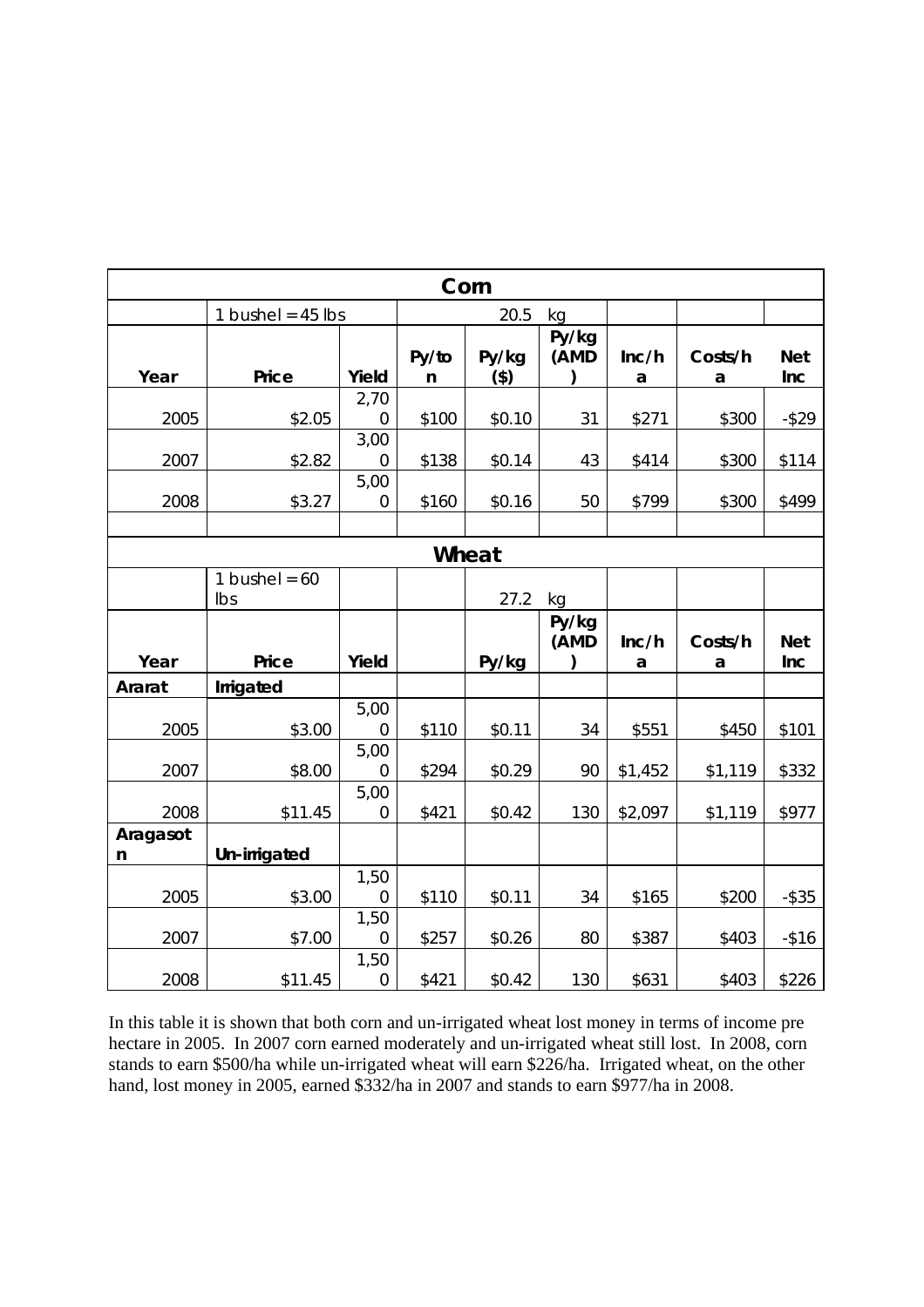| Corn | | | | | | | | |
|---|---|---|---|---|---|---|---|---|
| | 1 bushel = 45 lbs | | 20.5 kg | | | | | |
| Year | Price | Yield | Py/ton | Py/kg ($) | Py/kg (AMD) | Inc/ha | Costs/ha | Net Inc |
| 2005 | $2.05 | 2,700 | $100 | $0.10 | 31 | $271 | $300 | -$29 |
| 2007 | $2.82 | 3,000 | $138 | $0.14 | 43 | $414 | $300 | $114 |
| 2008 | $3.27 | 5,000 | $160 | $0.16 | 50 | $799 | $300 | $499 |
| | | | | | | | | |
| **Wheat** | | | | | | | | |
| | 1 bushel = 60 lbs | | | 27.2 kg | | | | |
| Year | Price | Yield | | Py/kg | Py/kg (AMD) | Inc/ha | Costs/ha | Net Inc |
| **Ararat** | **Irrigated** | | | | | | | |
| 2005 | $3.00 | 5,000 | $110 | $0.11 | 34 | $551 | $450 | $101 |
| 2007 | $8.00 | 5,000 | $294 | $0.29 | 90 | $1,452 | $1,119 | $332 |
| 2008 | $11.45 | 5,000 | $421 | $0.42 | 130 | $2,097 | $1,119 | $977 |
| **Aragasotn** | **Un-irrigated** | | | | | | | |
| 2005 | $3.00 | 1,500 | $110 | $0.11 | 34 | $165 | $200 | -$35 |
| 2007 | $7.00 | 1,500 | $257 | $0.26 | 80 | $387 | $403 | -$16 |
| 2008 | $11.45 | 1,500 | $421 | $0.42 | 130 | $631 | $403 | $226 |

In this table it is shown that both corn and un-irrigated wheat lost money in terms of income pre hectare in 2005. In 2007 corn earned moderately and un-irrigated wheat still lost. In 2008, corn stands to earn $500/ha while un-irrigated wheat will earn $226/ha. Irrigated wheat, on the other hand, lost money in 2005, earned $332/ha in 2007 and stands to earn $977/ha in 2008.